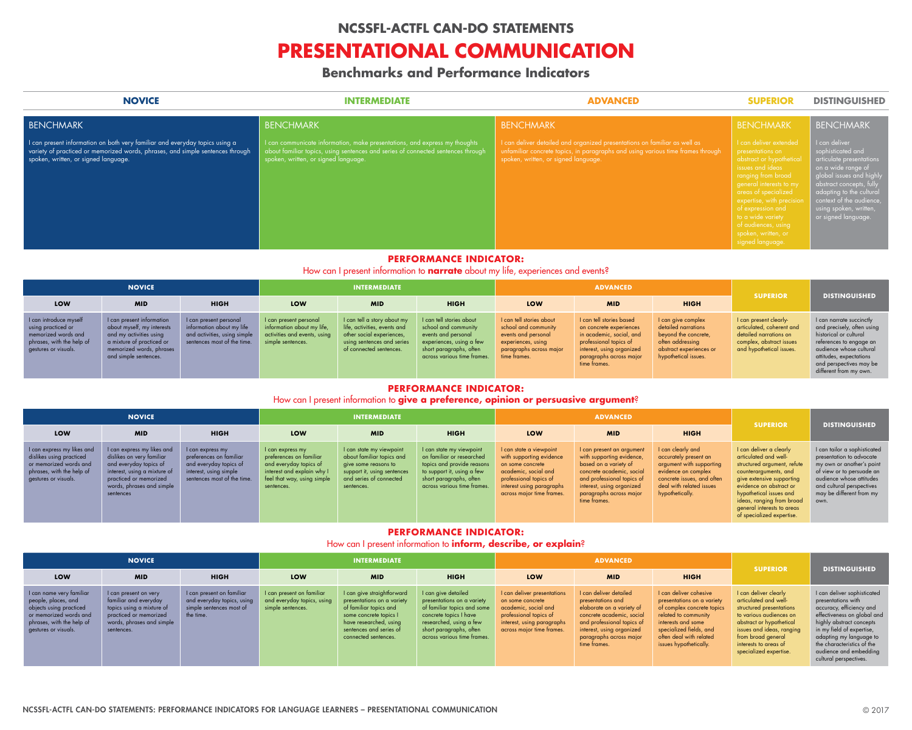## NCSSFL-ACTFL CAN-DO STATEMENTS

# PRESENTATIONAL COMMUNICATION

### Benchmarks and Performance Indicators

| NOVICE | INTERMEDIATE | ADVANCED | SUPERIOR | DISTINGUISHED |
|---|---|---|---|---|
| **BENCHMARK** I can present information on both very familiar and everyday topics using a variety of practiced or memorized words, phrases, and simple sentences through spoken, written, or signed language. | **BENCHMARK** I can communicate information, make presentations, and express my thoughts about familiar topics, using sentences and series of connected sentences through spoken, written, or signed language. | **BENCHMARK** I can deliver detailed and organized presentations on familiar as well as unfamiliar concrete topics, in paragraphs and using various time frames through spoken, written, or signed language. | **BENCHMARK** I can deliver extended presentations on abstract or hypothetical issues and ideas ranging from broad general interests to my areas of specialized expertise, with precision of expression and to a wide variety of audiences, using spoken, written, or signed language. | **BENCHMARK** I can deliver sophisticated and articulate presentations on a wide range of global issues and highly abstract concepts, fully adapting to the cultural context of the audience, using spoken, written, or signed language. |

## PERFORMANCE INDICATOR:

How can I present information to **narrate** about my life, experiences and events?

| NOVICE | | | INTERMEDIATE | | | ADVANCED | | | SUPERIOR | DISTINGUISHED |
|---|---|---|---|---|---|---|---|---|---|---|
| LOW | MID | HIGH | LOW | MID | HIGH | LOW | MID | HIGH | | |
| I can introduce myself using practiced or memorized words and phrases, with the help of gestures or visuals. | I can present information about myself, my interests and my activities using a mixture of practiced or memorized words, phrases and simple sentences. | I can present personal information about my life and activities, using simple sentences most of the time. | I can present personal information about my life, activities and events, using simple sentences. | I can tell a story about my life, activities, events and other social experiences, using sentences and series of connected sentences. | I can tell stories about school and community events and personal experiences, using a few short paragraphs, often across various time frames. | I can tell stories about school and community events and personal experiences, using paragraphs across major time frames. | I can tell stories based on concrete experiences in academic, social, and professional topics of interest, using organized paragraphs across major time frames. | I can give complex detailed narrations beyond the concrete, often addressing abstract experiences or hypothetical issues. | I can present clearly-articulated, coherent and detailed narrations on complex, abstract issues and hypothetical issues. | I can narrate succinctly and precisely, often using historical or cultural references to engage an audience whose cultural attitudes, expectations and perspectives may be different from my own. |

## PERFORMANCE INDICATOR:

How can I present information to **give a preference, opinion or persuasive argument**?

| NOVICE | | | INTERMEDIATE | | | ADVANCED | | | SUPERIOR | DISTINGUISHED |
|---|---|---|---|---|---|---|---|---|---|---|
| LOW | MID | HIGH | LOW | MID | HIGH | LOW | MID | HIGH | | |
| I can express my likes and dislikes using practiced or memorized words and phrases, with the help of gestures or visuals. | I can express my likes and dislikes on very familiar and everyday topics of interest, using a mixture of practiced or memorized words, phrases and simple sentences | I can express my preferences on familiar and everyday topics of interest, using simple sentences most of the time. | I can express my preferences on familiar and everyday topics of interest and explain why I feel that way, using simple sentences. | I can state my viewpoint about familiar topics and give some reasons to support it, using sentences and series of connected sentences. | I can state my viewpoint on familiar or researched topics and provide reasons to support it, using a few short paragraphs, often across various time frames. | I can state a viewpoint with supporting evidence on some concrete academic, social and professional topics of interest using paragraphs across major time frames. | I can present an argument with supporting evidence, based on a variety of concrete academic, social and professional topics of interest, using organized paragraphs across major time frames. | I can clearly and accurately present an argument with supporting evidence on complex concrete issues, and often deal with related issues hypothetically. | I can deliver a clearly articulated and well-structured argument, refute counterarguments, and give extensive supporting evidence on abstract or hypothetical issues and ideas, ranging from broad general interests to areas of specialized expertise. | I can tailor a sophisticated presentation to advocate my own or another's point of view or to persuade an audience whose attitudes and cultural perspectives may be different from my own. |

## PERFORMANCE INDICATOR:

How can I present information to **inform, describe, or explain**?

| NOVICE | | | INTERMEDIATE | | | ADVANCED | | | SUPERIOR | DISTINGUISHED |
|---|---|---|---|---|---|---|---|---|---|---|
| LOW | MID | HIGH | LOW | MID | HIGH | LOW | MID | HIGH | | |
| I can name very familiar people, places, and objects using practiced or memorized words and phrases, with the help of gestures or visuals. | I can present on very familiar and everyday topics using a mixture of practiced or memorized words, phrases and simple sentences. | I can present on familiar and everyday topics, using simple sentences most of the time. | I can present on familiar and everyday topics, using simple sentences. | I can give straightforward presentations on a variety of familiar topics and some concrete topics I have researched, using sentences and series of connected sentences. | I can give detailed presentations on a variety of familiar topics and some concrete topics I have researched, using a few short paragraphs, often across various time frames. | I can deliver presentations on some concrete academic, social and professional topics of interest, using paragraphs across major time frames. | I can deliver detailed presentations and elaborate on a variety of concrete academic, social and professional topics of interest, using organized paragraphs across major time frames. | I can deliver cohesive presentations on a variety of complex concrete topics related to community interests and some specialized fields, and often deal with related issues hypothetically. | I can deliver clearly articulated and well-structured presentations to various audiences on abstract or hypothetical issues and ideas, ranging from broad general interests to areas of specialized expertise. | I can deliver sophisticated presentations with accuracy, efficiency and effectiveness on global and highly abstract concepts in my field of expertise, adapting my language to the characteristics of the audience and embedding cultural perspectives. |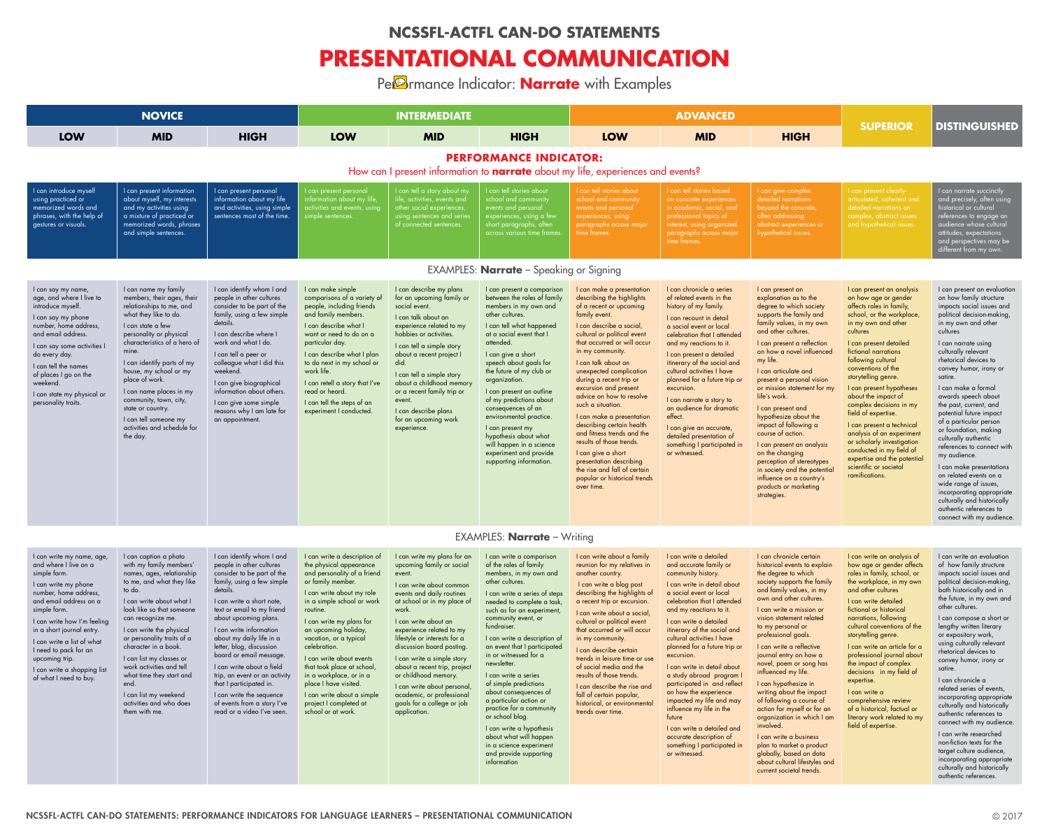## NCSSFL-ACTFL CAN-DO STATEMENTS

# PRESENTATIONAL COMMUNICATION

Performance Indicator: **Narrate** with Examples

| NOVICE | | | INTERMEDIATE | | | ADVANCED | | | SUPERIOR | DISTINGUISHED |
|---|---|---|---|---|---|---|---|---|---|---|
| LOW | MID | HIGH | LOW | MID | HIGH | LOW | MID | HIGH | | |
| **PERFORMANCE INDICATOR:** How can I present information to **narrate** about my life, experiences and events? | | | | | | | | | | |
| I can introduce myself using practiced or memorized words and phrases, with the help of gestures or visuals. | I can present information about myself, my interests and my activities using a mixture of practiced or memorized words, phrases and simple sentences. | I can present personal information about my life and activities, using simple sentences most of the time. | I can present personal information about my life, activities and events, using simple sentences. | I can tell a story about my life, activities, events and other social experiences, using sentences and series of connected sentences. | I can tell stories about school and community events and personal experiences, using a few short paragraphs, often across various time frames. | I can tell stories about school and community events and personal experiences, using paragraphs across major time frames. | I can tell stories based on concrete experiences in academic, social, and professional topics of interest, using organized paragraphs across major time frames. | I can give complex detailed narrations beyond the concrete, often addressing abstract experiences or hypothetical issues. | I can present clearly-articulated, coherent and detailed narrations on complex, abstract issues and hypothetical issues. | I can narrate succinctly and precisely, often using historical or cultural references to engage an audience whose cultural attitudes, expectations and perspectives may be different from my own. |
| EXAMPLES: **Narrate** – Speaking or Signing | | | | | | | | | | |
| I can say my name, age, and where I live to introduce myself.<br>I can say my phone number, home address, and email address.<br>I can say some activities I do every day.<br>I can tell the names of places I go on the weekend.<br>I can state my physical or personality traits. | I can name my family members, their ages, their relationships to me, and what they like to do.<br>I can state a few personality or physical characteristics of a hero of mine.<br>I can identify parts of my house, my school or my place of work.<br>I can name places in my community, town, city, state or country.<br>I can tell someone my activities and schedule for the day. | I can identify whom I and people in other cultures consider to be part of the family, using a few simple details.<br>I can describe where I work and what I do.<br>I can tell a peer or colleague what I did this weekend.<br>I can give biographical information about others.<br>I can give some simple reasons why I am late for an appointment. | I can make simple comparisons of a variety of people, including friends and family members.<br>I can describe what I want or need to do on a particular day.<br>I can describe what I plan to do next in my school or work life.<br>I can retell a story that I've read or heard.<br>I can tell the steps of an experiment I conducted. | I can describe my plans for an upcoming family or social event.<br>I can talk about an experience related to my hobbies or activities.<br>I can tell a simple story about a recent project I did.<br>I can tell a simple story about a childhood memory or a recent family trip or event.<br>I can describe plans for an upcoming work experience. | I can present a comparison between the roles of family members in my own and other cultures.<br>I can tell what happened at a social event that I attended.<br>I can give a short speech about goals for the future of my club or organization.<br>I can present an outline of my predictions about consequences of an environmental practice.<br>I can present my hypothesis about what will happen in a science experiment and provide supporting information. | I can make a presentation describing the highlights of a recent or upcoming family event.<br>I can describe a social, cultural or political event that occurred or will occur in my community.<br>I can talk about an unexpected complication during a recent trip or excursion and present advice on how to resolve such a situation.<br>I can make a presentation describing certain health and fitness trends and the results of those trends.<br>I can give a short presentation describing the rise and fall of certain popular or historical trends over time. | I can chronicle a series of related events in the history of my family.<br>I can recount in detail a social event or local celebration that I attended and my reactions to it.<br>I can present a detailed itinerary of the social and cultural activities I have planned for a future trip or excursion.<br>I can narrate a story to an audience for dramatic effect.<br>I can give an accurate, detailed presentation of something I participated in or witnessed. | I can present an explanation as to the degree to which society supports the family and family values, in my own and other cultures.<br>I can present a reflection on how a novel influenced my life.<br>I can articulate and present a personal vision or mission statement for my life's work.<br>I can present and hypothesize about the impact of following a course of action.<br>I can present an analysis on the changing perception of stereotypes in society and the potential influence on a country's products or marketing strategies. | I can present an analysis on how age or gender affects roles in family, school, or the workplace, in my own and other cultures<br>I can present detailed fictional narrations following cultural conventions of the storytelling genre.<br>I can present hypotheses about the impact of complex decisions in my field of expertise.<br>I can present a technical analysis of an experiment or scholarly investigation conducted in my field of expertise and the potential scientific or societal ramifications. | I can present an evaluation on how family structure impacts social issues and political decision-making, in my own and other cultures<br>I can narrate using culturally relevant rhetorical devices to convey humor, irony or satire.<br>I can make a formal awards speech about the past, current, and potential future impact of a particular person or foundation, making culturally authentic references to connect with my audience.<br>I can make presentations on related events on a wide range of issues, incorporating appropriate culturally and historically authentic references to connect with my audience. |
| EXAMPLES: **Narrate** – Writing | | | | | | | | | | |
| I can write my name, age, and where I live on a simple form.<br>I can write my phone number, home address, and email address on a simple form.<br>I can write how I'm feeling in a short journal entry.<br>I can write a list of what I need to pack for an upcoming trip.<br>I can write a shopping list of what I need to buy. | I can caption a photo with my family members' names, ages, relationship to me, and what they like to do.<br>I can write about what I look like so that someone can recognize me.<br>I can write the physical or personality traits of a character in a book.<br>I can list my classes or work activities and tell what time they start and end.<br>I can list my weekend activities and who does them with me. | I can identify whom I and people in other cultures consider to be part of the family, using a few simple details.<br>I can write a short note, text or email to my friend about upcoming plans.<br>I can write information about my daily life in a letter, blog, discussion board or email message.<br>I can write about a field trip, an event or an activity that I participated in.<br>I can write the sequence of events from a story I've read or a video I've seen. | I can write a description of the physical appearance and personality of a friend or family member.<br>I can write about my role in a simple school or work routine.<br>I can write my plans for an upcoming holiday, vacation, or a typical celebration.<br>I can write about events that took place at school, in a workplace, or in a place I have visited.<br>I can write about a simple project I completed at school or at work. | I can write my plans for an upcoming family or social event.<br>I can write about common events and daily routines at school or in my place of work.<br>I can write about an experience related to my lifestyle or interests for a discussion board posting.<br>I can write a simple story about a trip, project or childhood memory.<br>I can write about personal, academic, or professional goals for a college or job application. | I can write a comparison of the roles of family members, in my own and other cultures.<br>I can write a series of steps needed to complete a task, such as for an experiment, community event, or fundraiser.<br>I can write a description of an event that I participated in or witnessed for a newsletter.<br>I can write a series of simple predictions about consequences of a particular action or practice for a community or school blog.<br>I can write a hypothesis about what will happen in a science experiment and provide supporting information | I can write about a family reunion for my relatives in another country.<br>I can write a blog post describing the highlights of a recent trip or excursion.<br>I can write about a social, cultural or political event that occurred or will occur in my community.<br>I can describe certain trends in leisure time or use of social media and the results of those trends.<br>I can describe the rise and fall of certain popular, historical, or environmental trends over time. | I can write a detailed and accurate family or community history.<br>I can write in detail about a social event or local celebration that I attended and my reactions to it.<br>I can write a detailed itinerary of the social and cultural activities I have planned for a future trip or excursion.<br>I can write in detail about a study abroad program I participated in and reflect on how the experience impacted my life and may influence my life in the future<br>I can write a detailed and accurate description of something I participated in or witnessed. | I can chronicle certain historical events to explain the degree to which society supports the family and family values, in my own and other cultures.<br>I can write a mission or vision statement related to my personal or professional goals.<br>I can write a reflective journal entry on how a novel, poem or song has influenced my life.<br>I can hypothesize in writing about the impact of following a course of action for myself or for an organization in which I am involved.<br>I can write a business plan to market a product globally, based on data about cultural lifestyles and current societal trends. | I can write an analysis of how age or gender affects roles in family, school, or the workplace, in my own and other cultures<br>I can write detailed fictional or historical narrations, following cultural conventions of the storytelling genre.<br>I can write an article for a professional journal about the impact of complex decisions in my field of expertise.<br>I can write a comprehensive review of a historical, factual or literary work related to my field of expertise. | I can write an evaluation of how family structure impacts social issues and political decision-making, both historically and in the future, in my own and other cultures.<br>I can compose a short or lengthy written literary or expository work, using culturally relevant rhetorical devices to convey humor, irony or satire.<br>I can chronicle a related series of events, incorporating appropriate culturally and historically authentic references to connect with my audience.<br>I can write researched non-fiction texts for the target culture audience, incorporating appropriate culturally and historically authentic references. |

NCSSFL-ACTFL CAN-DO STATEMENTS: PERFORMANCE INDICATORS FOR LANGUAGE LEARNERS – PRESENTATIONAL COMMUNICATION

© 2017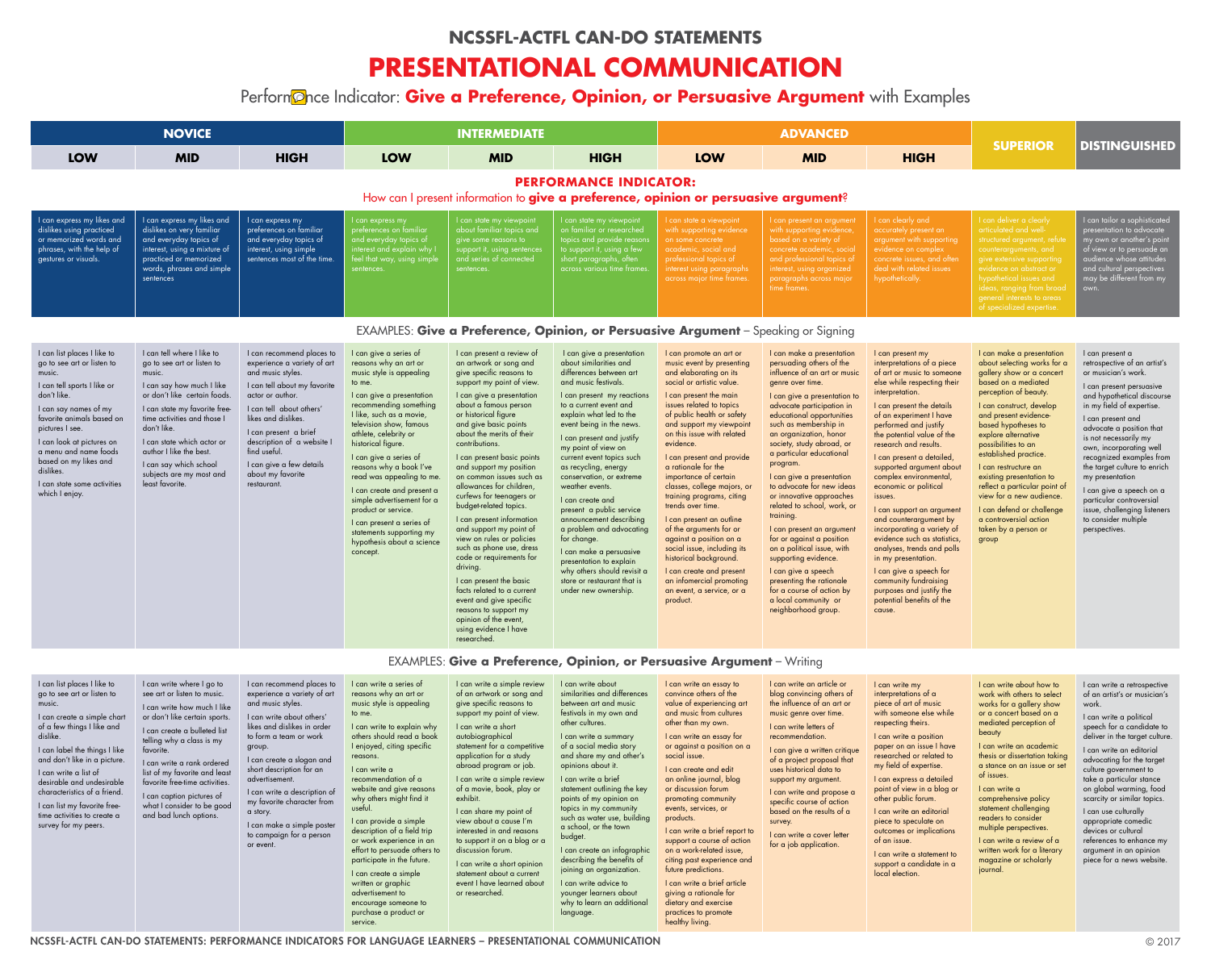# NCSSFL-ACTFL CAN-DO STATEMENTS

# PRESENTATIONAL COMMUNICATION

Performance Indicator: **Give a Preference, Opinion, or Persuasive Argument** with Examples

| NOVICE | | | INTERMEDIATE | | | ADVANCED | | | SUPERIOR | DISTINGUISHED |
|---|---|---|---|---|---|---|---|---|---|---|
| LOW | MID | HIGH | LOW | MID | HIGH | LOW | MID | HIGH | | |
| **PERFORMANCE INDICATOR:** How can I present information to **give a preference, opinion or persuasive argument**? | | | | | | | | | | |
| I can express my likes and dislikes using practiced or memorized words and phrases, with the help of gestures or visuals. | I can express my likes and dislikes on very familiar and everyday topics of interest, using a mixture of practiced or memorized words, phrases and simple sentences | I can express my preferences on familiar and everyday topics of interest, using simple sentences most of the time. | I can express my preferences on familiar and everyday topics of interest and explain why I feel that way, using simple sentences. | I can state my viewpoint about familiar topics and give some reasons to support it, using sentences and series of connected sentences. | I can state my viewpoint on familiar or researched topics and provide reasons to support it, using a few short paragraphs, often across various time frames. | I can state a viewpoint with supporting evidence on some concrete academic, social and professional topics of interest using paragraphs across major time frames. | I can present an argument with supporting evidence, based on a variety of concrete academic, social and professional topics of interest, using organized paragraphs across major time frames. | I can clearly and accurately present an argument with supporting evidence on complex concrete issues, and often deal with related issues hypothetically. | I can deliver a clearly articulated and well-structured argument, refute counterarguments, and give extensive supporting evidence on abstract or hypothetical issues and ideas, ranging from broad general interests to areas of specialized expertise. | I can tailor a sophisticated presentation to advocate my own or another's point of view or to persuade an audience whose attitudes and cultural perspectives may be different from my own. |
| EXAMPLES: **Give a Preference, Opinion, or Persuasive Argument** – Speaking or Signing | | | | | | | | | | |
| I can list places I like to go to see art or listen to music.<br>I can tell sports I like or don't like.<br>I can say names of my favorite animals based on pictures I see.<br>I can look at pictures on a menu and name foods based on my likes and dislikes.<br>I can state some activities which I enjoy. | I can tell where I like to go to see art or listen to music.<br>I can say how much I like or don't like certain foods.<br>I can state my favorite free-time activities and those I don't like.<br>I can state which actor or author I like the best.<br>I can say which school subjects are my most and least favorite. | I can recommend places to experience a variety of art and music styles.<br>I can tell about my favorite actor or author.<br>I can tell about others' likes and dislikes.<br>I can present a brief description of a website I find useful.<br>I can give a few details about my favorite restaurant. | I can give a series of reasons why an art or music style is appealing to me.<br>I can give a presentation recommending something I like, such as a movie, television show, famous athlete, celebrity or historical figure.<br>I can give a series of reasons why a book I've read was appealing to me.<br>I can create and present a simple advertisement for a product or service.<br>I can present a series of statements supporting my hypothesis about a science concept. | I can present a review of an artwork or song and give specific reasons to support my point of view.<br>I can give a presentation about a famous person or historical figure and give basic points about the merits of their contributions.<br>I can present basic points and support my position on common issues such as allowances for children, curfews for teenagers or budget-related topics.<br>I can present information and support my point of view on rules or policies such as phone use, dress code or requirements for driving.<br>I can present the basic facts related to a current event and give specific reasons to support my opinion of the event, using evidence I have researched. | I can give a presentation about similarities and differences between art and music festivals.<br>I can present my reactions to a current event and explain what led to the event being in the news.<br>I can present and justify my point of view on current event topics such as recycling, energy conservation, or extreme weather events.<br>I can create and present a public service announcement describing a problem and advocating for change.<br>I can make a persuasive presentation to explain why others should revisit a store or restaurant that is under new ownership. | I can promote an art or music event by presenting and elaborating on its social or artistic value.<br>I can present the main issues related to topics of public health or safety and support my viewpoint on this issue with related evidence.<br>I can present and provide a rationale for the importance of certain classes, college majors, or training programs, citing trends over time.<br>I can present an outline of the arguments for or against a position on a social issue, including its historical background.<br>I can create and present an infomercial promoting an event, a service, or a product. | I can make a presentation persuading others of the influence of an art or music genre over time.<br>I can give a presentation to advocate participation in educational opportunities such as membership in an organization, honor society, study abroad, or a particular educational program.<br>I can give a presentation to advocate for new ideas or innovative approaches related to school, work, or training.<br>I can present an argument for or against a position on a political issue, with supporting evidence.<br>I can give a speech presenting the rationale for a course of action by a local community or neighborhood group. | I can present my interpretations of a piece of art or music to someone else while respecting their interpretation.<br>I can present the details of an experiment I have performed and justify the potential value of the research and results.<br>I can present a detailed, supported argument about complex environmental, economic or political issues.<br>I can support an argument and counterargument by incorporating a variety of evidence such as statistics, analyses, trends and polls in my presentation.<br>I can give a speech for community fundraising purposes and justify the potential benefits of the cause. | I can make a presentation about selecting works for a gallery show or a concert based on a mediated perception of beauty.<br>I can construct, develop and present evidence-based hypotheses to explore alternative possibilities to an established practice.<br>I can restructure an existing presentation to reflect a particular point of view for a new audience.<br>I can defend or challenge a controversial action taken by a person or group | I can present a retrospective of an artist's or musician's work.<br>I can present persuasive and hypothetical discourse in my field of expertise.<br>I can present and advocate a position that is not necessarily my own, incorporating well recognized examples from the target culture to enrich my presentation<br>I can give a speech on a particular controversial issue, challenging listeners to consider multiple perspectives. |
| EXAMPLES: **Give a Preference, Opinion, or Persuasive Argument** – Writing | | | | | | | | | | |
| I can list places I like to go to see art or listen to music.<br>I can create a simple chart of a few things I like and dislike.<br>I can label the things I like and don't like in a picture.<br>I can write a list of desirable and undesirable characteristics of a friend.<br>I can list my favorite free-time activities to create a survey for my peers. | I can write where I go to see art or listen to music.<br>I can write how much I like or don't like certain sports.<br>I can create a bulleted list telling why a class is my favorite.<br>I can write a rank ordered list of my favorite and least favorite free-time activities.<br>I can caption pictures of what I consider to be good and bad lunch options. | I can recommend places to experience a variety of art and music styles.<br>I can write about others' likes and dislikes in order to form a team or work group.<br>I can create a slogan and short description for an advertisement.<br>I can write a description of my favorite character from a story.<br>I can make a simple poster to campaign for a person or event. | I can write a series of reasons why an art or music style is appealing to me.<br>I can write to explain why others should read a book I enjoyed, citing specific reasons.<br>I can write a recommendation of a website and give reasons why others might find it useful.<br>I can provide a simple description of a field trip or work experience in an effort to persuade others to participate in the future.<br>I can create a simple written or graphic advertisement to encourage someone to purchase a product or service. | I can write a simple review of an artwork or song and give specific reasons to support my point of view.<br>I can write a short autobiographical statement for a competitive application for a study abroad program or job.<br>I can write a simple review of a movie, book, play or exhibit.<br>I can share my point of view about a cause I'm interested in and reasons to support it on a blog or a discussion forum.<br>I can write a short opinion statement about a current event I have learned about or researched. | I can write about similarities and differences between art and music festivals in my own and other cultures.<br>I can write a summary of a social media story and share my and other's opinions about it.<br>I can write a brief statement outlining the key points of my opinion on topics in my community such as water use, building a school, or the town budget.<br>I can create an infographic describing the benefits of joining an organization.<br>I can write advice to younger learners about why to learn an additional language. | I can write an essay to convince others of the value of experiencing art and music from cultures other than my own.<br>I can write an essay for or against a position on a social issue.<br>I can create and edit an online journal, blog or discussion forum promoting community events, services, or products.<br>I can write a brief report to support a course of action on a work-related issue, citing past experience and future predictions.<br>I can write a brief article giving a rationale for dietary and exercise practices to promote healthy living. | I can write an article or blog convincing others of the influence of an art or music genre over time.<br>I can write letters of recommendation.<br>I can give a written critique of a project proposal that uses historical data to support my argument.<br>I can write and propose a specific course of action based on the results of a survey.<br>I can write a cover letter for a job application. | I can write my interpretations of a piece of art or music with someone else while respecting theirs.<br>I can write a position paper on an issue I have researched or related to my field of expertise.<br>I can express a detailed point of view in a blog or other public forum.<br>I can write an editorial piece to speculate on outcomes or implications of an issue.<br>I can write a statement to support a candidate in a local election. | I can write about how to work with others to select works for a gallery show or a concert based on a mediated perception of beauty<br>I can write an academic thesis or dissertation taking a stance on an issue or set of issues.<br>I can write a comprehensive policy statement challenging readers to consider multiple perspectives.<br>I can write a review of a written work for a literary magazine or scholarly journal. | I can write a retrospective of an artist's or musician's work.<br>I can write a political speech for a candidate to deliver in the target culture.<br>I can write an editorial advocating for the target culture government to take a particular stance on global warming, food scarcity or similar topics.<br>I can use culturally appropriate comedic devices or cultural references to enhance my argument in an opinion piece for a news website. |

NCSSFL-ACTFL CAN-DO STATEMENTS: PERFORMANCE INDICATORS FOR LANGUAGE LEARNERS – PRESENTATIONAL COMMUNICATION

© 2017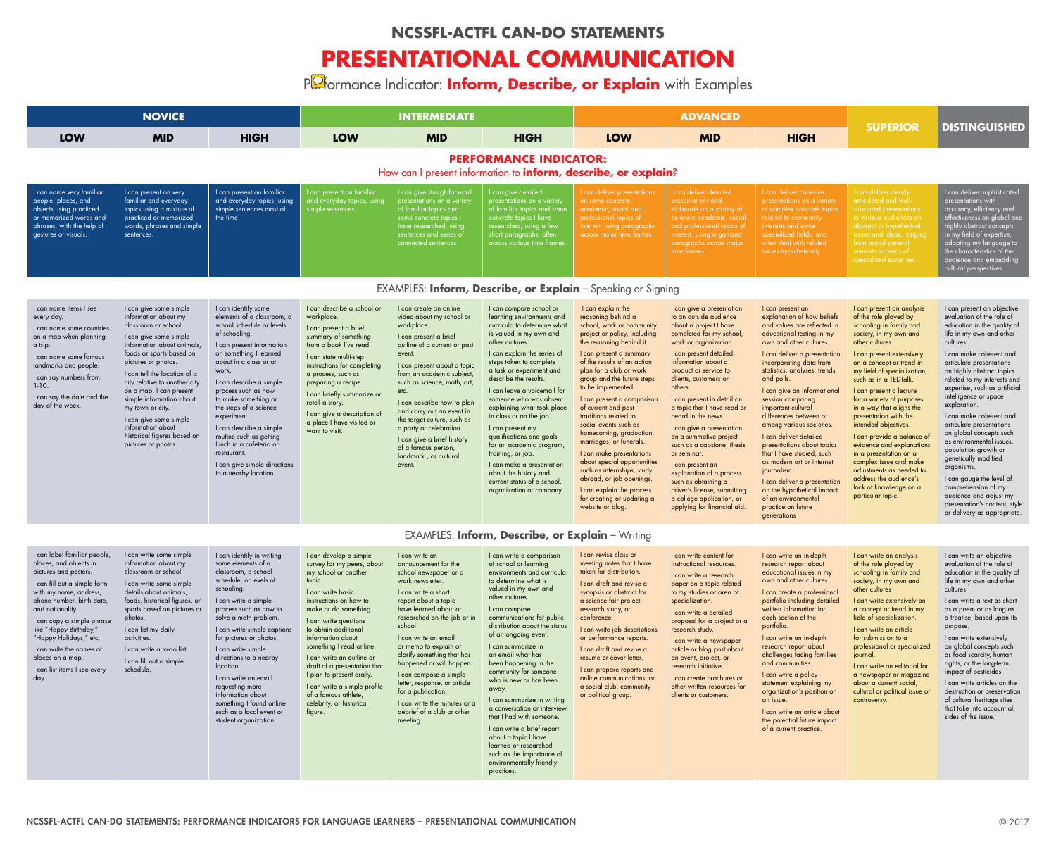# NCSSFL-ACTFL CAN-DO STATEMENTS

# PRESENTATIONAL COMMUNICATION

Performance Indicator: **Inform, Describe, or Explain** with Examples

| NOVICE | | | INTERMEDIATE | | | ADVANCED | | | SUPERIOR | DISTINGUISHED |
|---|---|---|---|---|---|---|---|---|---|---|
| LOW | MID | HIGH | LOW | MID | HIGH | LOW | MID | HIGH | | |
| **PERFORMANCE INDICATOR:** How can I present information to **inform, describe, or explain**? | | | | | | | | | | |
| I can name very familiar people, places, and objects using practiced or memorized words and phrases, with the help of gestures or visuals. | I can present on very familiar and everyday topics using a mixture of practiced or memorized words, phrases and simple sentences. | I can present on familiar and everyday topics, using simple sentences most of the time. | I can present on familiar and everyday topics, using simple sentences. | I can give straightforward presentations on a variety of familiar topics and some concrete topics I have researched, using sentences and series of connected sentences. | I can give detailed presentations on a variety of familiar topics and some concrete topics I have researched, using a few short paragraphs, often across various time frames. | I can deliver presentations on some concrete academic, social and professional topics of interest, using paragraphs across major time frames. | I can deliver detailed presentations and elaborate on a variety of concrete academic, social and professional topics of interest, using organized paragraphs across major time frames. | I can deliver cohesive presentations on a variety of complex concrete topics related to community interests and some specialized fields, and often deal with related issues hypothetically. | I can deliver clearly articulated and well-structured presentations to various audiences on abstract or hypothetical issues and ideas, ranging from broad general interests to areas of specialized expertise. | I can deliver sophisticated presentations with accuracy, efficiency and effectiveness on global and highly abstract concepts in my field of expertise, adapting my language to the characteristics of the audience and embedding cultural perspectives. |
| EXAMPLES: **Inform, Describe, or Explain** – Speaking or Signing | | | | | | | | | | |
| I can name items I see every day.<br>I can name some countries on a map when planning a trip.<br>I can name some famous landmarks and people.<br>I can say numbers from 1-10.<br>I can say the date and the day of the week. | I can give some simple information about my classroom or school.<br>I can give some simple information about animals, foods or sports based on pictures or photos.<br>I can tell the location of a city relative to another city on a map. I can present simple information about my town or city.<br>I can give some simple information about historical figures based on pictures or photos. | I can identify some elements of a classroom, a school schedule or levels of schooling.<br>I can present information on something I learned about in a class or at work.<br>I can describe a simple process such as how to make something or the steps of a science experiment.<br>I can describe a simple routine such as getting lunch in a cafeteria or restaurant.<br>I can give simple directions to a nearby location. | I can describe a school or workplace.<br>I can present a brief summary of something from a book I've read.<br>I can state multi-step instructions for completing a process, such as preparing a recipe.<br>I can briefly summarize or retell a story.<br>I can give a description of a place I have visited or want to visit. | I can create an online video about my school or workplace.<br>I can present a brief outline of a current or past event.<br>I can present about a topic from an academic subject, such as science, math, art, etc.<br>I can describe how to plan and carry out an event in the target culture, such as a party or celebration.<br>I can give a brief history of a famous person, landmark , or cultural event. | I can compare school or learning environments and curricula to determine what is valued in my own and other cultures.<br>I can explain the series of steps taken to complete a task or experiment and describe the results.<br>I can leave a voicemail for someone who was absent explaining what took place in class or on the job.<br>I can present my qualifications and goals for an academic program, training, or job.<br>I can make a presentation about the history and current status of a school, organization or company. | I can explain the reasoning behind a school, work or community project or policy, including the reasoning behind it.<br>I can present a summary of the results of an action plan for a club or work group and the future steps to be implemented.<br>I can present a comparison of current and past traditions related to social events such as homecoming, graduation, marriages, or funerals.<br>I can make presentations about special opportunities such as internships, study abroad, or job openings.<br>I can explain the process for creating or updating a website or blog. | I can give a presentation to an outside audience about a project I have completed for my school, work or organization.<br>I can present detailed information about a product or service to clients, customers or others.<br>I can present in detail on a topic that I have read or heard in the news.<br>I can give a presentation on a summative project such as a capstone, thesis or seminar.<br>I can present an explanation of a process such as obtaining a driver's license, submitting a college application, or applying for financial aid. | I can present an explanation of how beliefs and values are reflected in educational testing in my own and other cultures.<br>I can deliver a presentation incorporating data from statistics, analyses, trends and polls.<br>I can give an informational session comparing important cultural differences between or among various societies.<br>I can deliver detailed presentations about topics that I have studied, such as modern art or internet journalism.<br>I can deliver a presentation on the hypothetical impact of an environmental practice on future generations | I can present an analysis of the role played by schooling in family and society, in my own and other cultures<br>I can present extensively on a concept or trend in my field of specialization, such as in a TEDTalk.<br>I can present a lecture for a variety of purposes in a way that aligns the presentation with the intended objectives.<br>I can provide a balance of evidence and explanations in a presentation on a complex issue and make adjustments as needed to address the audience's lack of knowledge on a particular topic. | I can present an objective evaluation of the role of education in the quality of life in my own and other cultures.<br>I can make coherent and articulate presentations on highly abstract topics related to my interests and expertise, such as artificial intelligence or space exploration.<br>I can make coherent and articulate presentations on global concepts such as environmental issues, population growth or genetically modified organisms.<br>I can gauge the level of comprehension of my audience and adjust my presentation's content, style or delivery as appropriate. |
| EXAMPLES: **Inform, Describe, or Explain** – Writing | | | | | | | | | | |
| I can label familiar people, places, and objects in pictures and posters.<br>I can fill out a simple form with my name, address, phone number, birth date, and nationality.<br>I can copy a simple phrase like "Happy Birthday," "Happy Holidays," etc.<br>I can write the names of places on a map.<br>I can list items I see every day. | I can write some simple information about my classroom or school.<br>I can write some simple details about animals, foods, historical figures, or sports based on pictures or photos.<br>I can list my daily activities.<br>I can write a to-do list.<br>I can fill out a simple schedule. | I can identify in writing some elements of a classroom, a school schedule, or levels of schooling.<br>I can write a simple process such as how to solve a math problem.<br>I can write simple captions for pictures or photos.<br>I can write simple directions to a nearby location.<br>I can write an email requesting more information about something I found online such as a local event or student organization. | I can develop a simple survey for my peers, about my school or another topic.<br>I can write basic instructions on how to make or do something.<br>I can write questions to obtain additional information about something I read online.<br>I can write an outline or draft of a presentation that I plan to present orally.<br>I can write a simple profile of a famous athlete, celebrity, or historical figure. | I can write an announcement for the school newspaper or a work newsletter.<br>I can write a short report about a topic I have learned about or researched on the job or in school.<br>I can write an email or memo to explain or clarify something that has happened or will happen.<br>I can compose a simple letter, response, or article for a publication.<br>I can write the minutes or a debrief of a club or other meeting. | I can write a comparison of school or learning environments and curricula to determine what is valued in my own and other cultures.<br>I can compose communications for public distribution about the status of an ongoing event.<br>I can summarize in an email what has been happening in the community for someone who is new or has been away.<br>I can summarize in writing a conversation or interview that I had with someone.<br>I can write a brief report about a topic I have learned or researched such as the importance of environmentally friendly practices. | I can revise class or meeting notes that I have taken for distribution.<br>I can draft and revise a synopsis or abstract for a science fair project, research study, or conference.<br>I can write job descriptions or performance reports.<br>I can draft and revise a resume or cover letter.<br>I can prepare reports and online communications for a social club, community or political group. | I can write content for instructional resources.<br>I can write a research paper on a topic related to my studies or area of specialization.<br>I can write a detailed proposal for a project or a research study.<br>I can write a newspaper article or blog post about an event, project, or research initiative.<br>I can create brochures or other written resources for clients or customers. | I can write an in-depth research report about educational issues in my own and other cultures.<br>I can create a professional portfolio including detailed written information for each section of the portfolio.<br>I can write an in-depth research report about challenges facing families and communities.<br>I can write a policy statement explaining my organization's position on an issue.<br>I can write an article about the potential future impact of a current practice. | I can write an analysis of the role played by schooling in family and society, in my own and other cultures<br>I can write extensively on a concept or trend in my field of specialization.<br>I can write an article for submission to a professional or specialized journal.<br>I can write an editorial for a newspaper or magazine about a current social, cultural or political issue or controversy. | I can write an objective evaluation of the role of education in the quality of life in my own and other cultures.<br>I can write a text as short as a poem or as long as a treatise, based upon its purpose.<br>I can write extensively on global concepts such as food scarcity, human rights, or the long-term impact of pesticides.<br>I can write articles on the destruction or preservation of cultural heritage sites that take into account all sides of the issue. |

NCSSFL-ACTFL CAN-DO STATEMENTS: PERFORMANCE INDICATORS FOR LANGUAGE LEARNERS – PRESENTATIONAL COMMUNICATION

© 2017